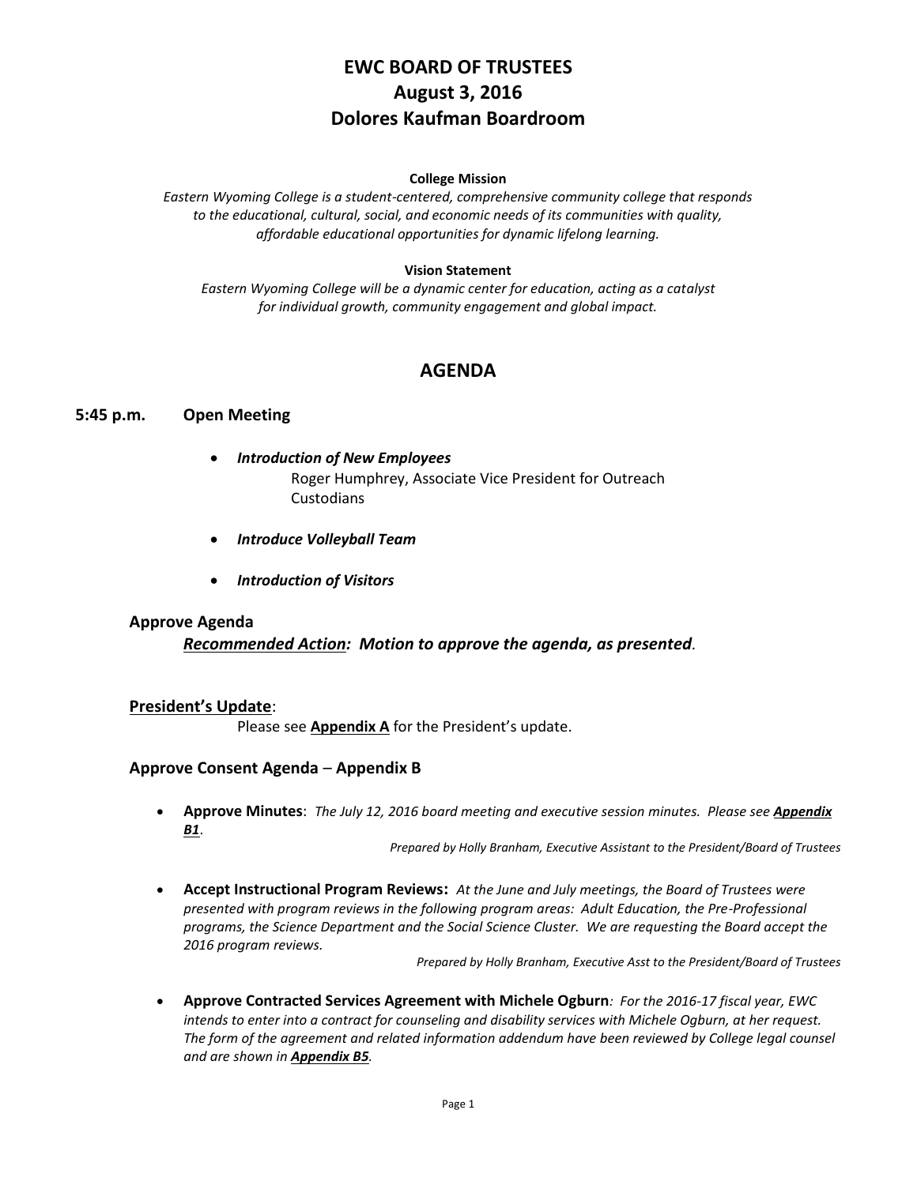# EWC BOARD OF TRUSTEES
# August 3, 2016
# Dolores Kaufman Boardroom

**College Mission**

*Eastern Wyoming College is a student-centered, comprehensive community college that responds to the educational, cultural, social, and economic needs of its communities with quality, affordable educational opportunities for dynamic lifelong learning.*

**Vision Statement**

*Eastern Wyoming College will be a dynamic center for education, acting as a catalyst for individual growth, community engagement and global impact.*

## AGENDA

### 5:45 p.m. Open Meeting

- ***Introduction of New Employees***
  Roger Humphrey, Associate Vice President for Outreach
  Custodians

- ***Introduce Volleyball Team***

- ***Introduction of Visitors***

### Approve Agenda

***Recommended Action:* Motion to approve the agenda, as presented.**

### President's Update:

Please see **Appendix A** for the President's update.

### Approve Consent Agenda – Appendix B

- **Approve Minutes**: *The July 12, 2016 board meeting and executive session minutes. Please see **Appendix B1**.*

  *Prepared by Holly Branham, Executive Assistant to the President/Board of Trustees*

- **Accept Instructional Program Reviews:** *At the June and July meetings, the Board of Trustees were presented with program reviews in the following program areas: Adult Education, the Pre-Professional programs, the Science Department and the Social Science Cluster. We are requesting the Board accept the 2016 program reviews.*

  *Prepared by Holly Branham, Executive Asst to the President/Board of Trustees*

- **Approve Contracted Services Agreement with Michele Ogburn**: *For the 2016-17 fiscal year, EWC intends to enter into a contract for counseling and disability services with Michele Ogburn, at her request. The form of the agreement and related information addendum have been reviewed by College legal counsel and are shown in **Appendix B5**.*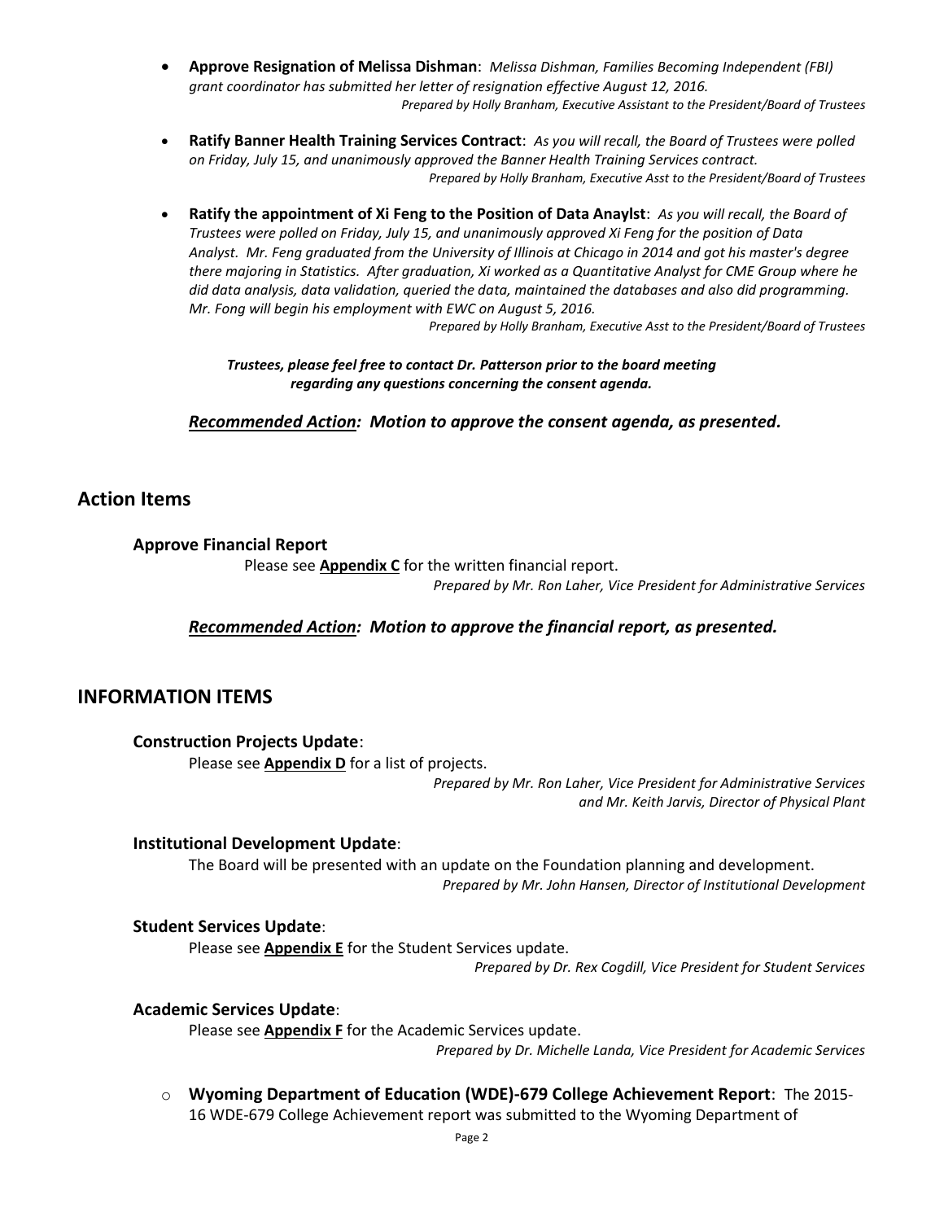- **Approve Resignation of Melissa Dishman**: *Melissa Dishman, Families Becoming Independent (FBI) grant coordinator has submitted her letter of resignation effective August 12, 2016.*
  *Prepared by Holly Branham, Executive Assistant to the President/Board of Trustees*

- **Ratify Banner Health Training Services Contract**: *As you will recall, the Board of Trustees were polled on Friday, July 15, and unanimously approved the Banner Health Training Services contract.*
  *Prepared by Holly Branham, Executive Asst to the President/Board of Trustees*

- **Ratify the appointment of Xi Feng to the Position of Data Anaylst**: *As you will recall, the Board of Trustees were polled on Friday, July 15, and unanimously approved Xi Feng for the position of Data Analyst. Mr. Feng graduated from the University of Illinois at Chicago in 2014 and got his master's degree there majoring in Statistics. After graduation, Xi worked as a Quantitative Analyst for CME Group where he did data analysis, data validation, queried the data, maintained the databases and also did programming. Mr. Fong will begin his employment with EWC on August 5, 2016.*
  *Prepared by Holly Branham, Executive Asst to the President/Board of Trustees*

***Trustees, please feel free to contact Dr. Patterson prior to the board meeting regarding any questions concerning the consent agenda.***

***Recommended Action:*** ***Motion to approve the consent agenda, as presented.***

## Action Items

### Approve Financial Report

Please see **Appendix C** for the written financial report.

*Prepared by Mr. Ron Laher, Vice President for Administrative Services*

***Recommended Action:*** ***Motion to approve the financial report, as presented.***

## INFORMATION ITEMS

### Construction Projects Update:

Please see **Appendix D** for a list of projects.

*Prepared by Mr. Ron Laher, Vice President for Administrative Services and Mr. Keith Jarvis, Director of Physical Plant*

### Institutional Development Update:

The Board will be presented with an update on the Foundation planning and development.

*Prepared by Mr. John Hansen, Director of Institutional Development*

### Student Services Update:

Please see **Appendix E** for the Student Services update.

*Prepared by Dr. Rex Cogdill, Vice President for Student Services*

### Academic Services Update:

Please see **Appendix F** for the Academic Services update.

*Prepared by Dr. Michelle Landa, Vice President for Academic Services*

- **Wyoming Department of Education (WDE)-679 College Achievement Report**: The 2015-16 WDE-679 College Achievement report was submitted to the Wyoming Department of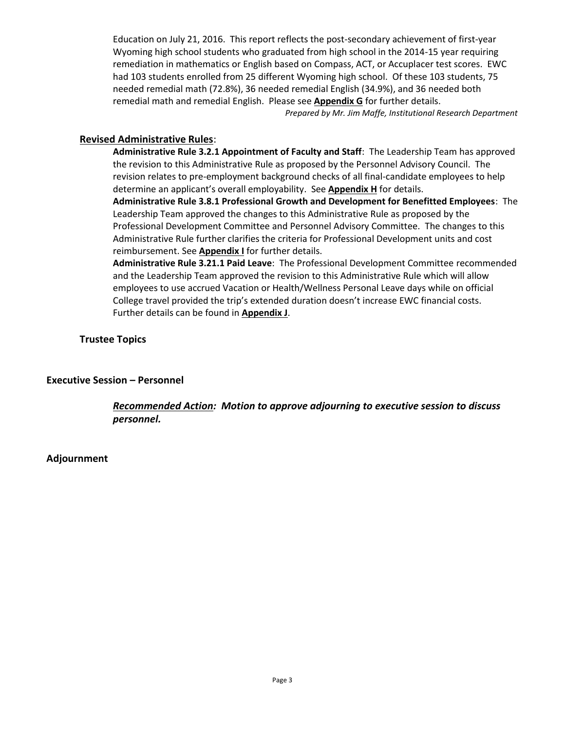Education on July 21, 2016. This report reflects the post-secondary achievement of first-year Wyoming high school students who graduated from high school in the 2014-15 year requiring remediation in mathematics or English based on Compass, ACT, or Accuplacer test scores. EWC had 103 students enrolled from 25 different Wyoming high school. Of these 103 students, 75 needed remedial math (72.8%), 36 needed remedial English (34.9%), and 36 needed both remedial math and remedial English. Please see **Appendix G** for further details.

*Prepared by Mr. Jim Maffe, Institutional Research Department*

**Revised Administrative Rules**:

**Administrative Rule 3.2.1 Appointment of Faculty and Staff**: The Leadership Team has approved the revision to this Administrative Rule as proposed by the Personnel Advisory Council. The revision relates to pre-employment background checks of all final-candidate employees to help determine an applicant's overall employability. See **Appendix H** for details.

**Administrative Rule 3.8.1 Professional Growth and Development for Benefitted Employees**: The Leadership Team approved the changes to this Administrative Rule as proposed by the Professional Development Committee and Personnel Advisory Committee. The changes to this Administrative Rule further clarifies the criteria for Professional Development units and cost reimbursement. See **Appendix I** for further details.

**Administrative Rule 3.21.1 Paid Leave**: The Professional Development Committee recommended and the Leadership Team approved the revision to this Administrative Rule which will allow employees to use accrued Vacation or Health/Wellness Personal Leave days while on official College travel provided the trip's extended duration doesn't increase EWC financial costs. Further details can be found in **Appendix J**.

**Trustee Topics**

**Executive Session – Personnel**

***Recommended Action:* *Motion to approve adjourning to executive session to discuss personnel.***

**Adjournment**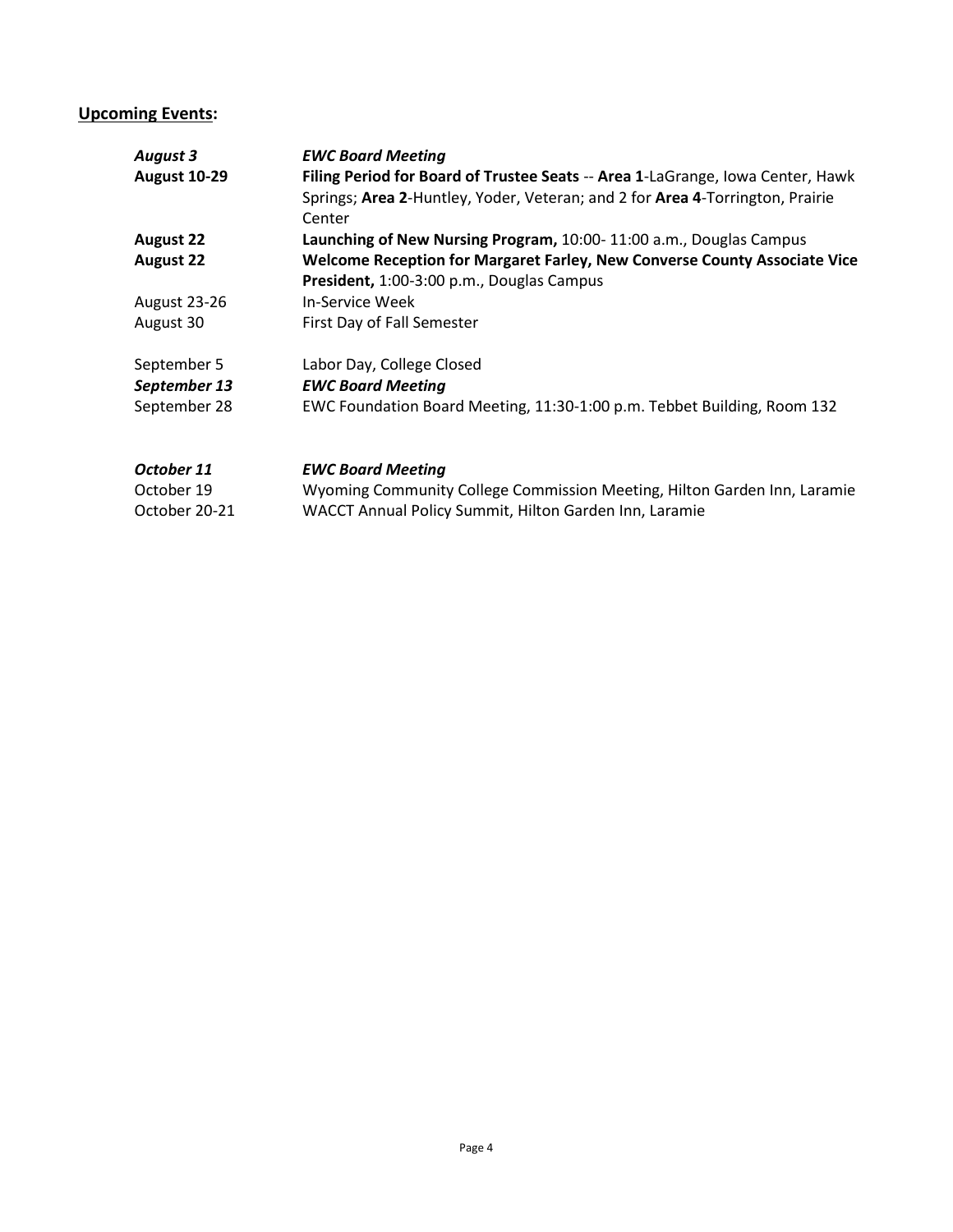## **Upcoming Events:**

| | |
|---|---|
| ***August 3*** | ***EWC Board Meeting*** |
| **August 10-29** | **Filing Period for Board of Trustee Seats** -- **Area 1**-LaGrange, Iowa Center, Hawk Springs; **Area 2**-Huntley, Yoder, Veteran; and 2 for **Area 4**-Torrington, Prairie Center |
| **August 22** | **Launching of New Nursing Program,** 10:00- 11:00 a.m., Douglas Campus |
| **August 22** | **Welcome Reception for Margaret Farley, New Converse County Associate Vice President,** 1:00-3:00 p.m., Douglas Campus |
| August 23-26 | In-Service Week |
| August 30 | First Day of Fall Semester |
| September 5 | Labor Day, College Closed |
| ***September 13*** | ***EWC Board Meeting*** |
| September 28 | EWC Foundation Board Meeting, 11:30-1:00 p.m. Tebbet Building, Room 132 |
| ***October 11*** | ***EWC Board Meeting*** |
| October 19 | Wyoming Community College Commission Meeting, Hilton Garden Inn, Laramie |
| October 20-21 | WACCT Annual Policy Summit, Hilton Garden Inn, Laramie |